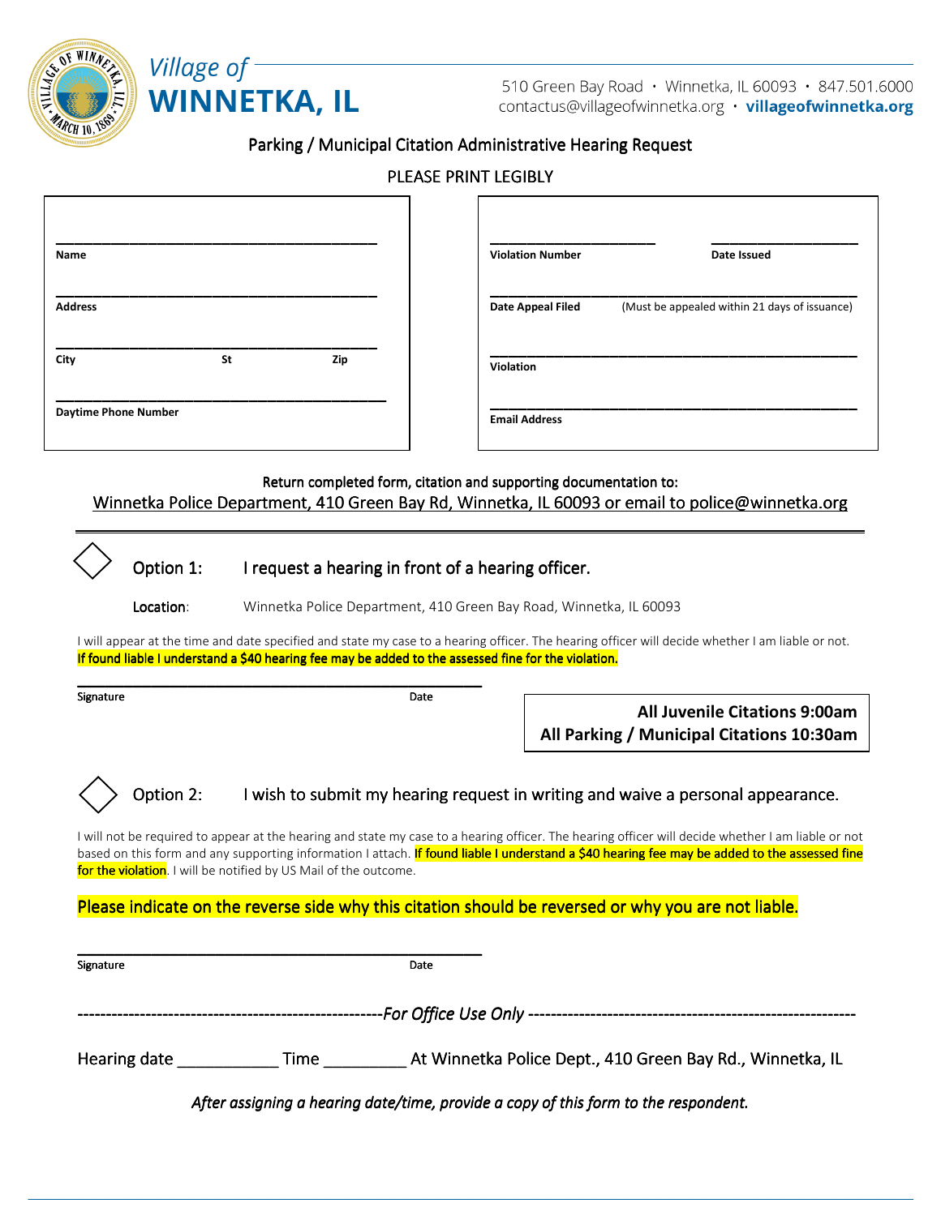# Village of WINNETKA, IL

510 Green Bay Road • Winnetka, IL 60093 • 847.501.6000
contactus@villageofwinnetka.org • villageofwinnetka.org

## Parking / Municipal Citation Administrative Hearing Request

PLEASE PRINT LEGIBLY

**Name** ______________________________________

**Address** ______________________________________

**City** ______________ **St** ______ **Zip** __________

**Daytime Phone Number** ______________________________________

**Violation Number** ____________________ **Date Issued** ____________________

**Date Appeal Filed** ____________________ (Must be appealed within 21 days of issuance)

**Violation** ______________________________________

**Email Address** ______________________________________

Return completed form, citation and supporting documentation to:
Winnetka Police Department, 410 Green Bay Rd, Winnetka, IL 60093 or email to police@winnetka.org

---

◇ **Option 1:** I request a hearing in front of a hearing officer.

**Location:** Winnetka Police Department, 410 Green Bay Road, Winnetka, IL 60093

I will appear at the time and date specified and state my case to a hearing officer. The hearing officer will decide whether I am liable or not. If found liable I understand a $40 hearing fee may be added to the assessed fine for the violation.

**Signature** ______________________________ **Date** ______________

**All Juvenile Citations 9:00am**
**All Parking / Municipal Citations 10:30am**

◇ **Option 2:** I wish to submit my hearing request in writing and waive a personal appearance.

I will not be required to appear at the hearing and state my case to a hearing officer. The hearing officer will decide whether I am liable or not based on this form and any supporting information I attach. If found liable I understand a $40 hearing fee may be added to the assessed fine for the violation. I will be notified by US Mail of the outcome.

Please indicate on the reverse side why this citation should be reversed or why you are not liable.

**Signature** ______________________________ **Date** ______________

------------------------------*For Office Use Only*------------------------------

Hearing date ___________ Time _________ At Winnetka Police Dept., 410 Green Bay Rd., Winnetka, IL

*After assigning a hearing date/time, provide a copy of this form to the respondent.*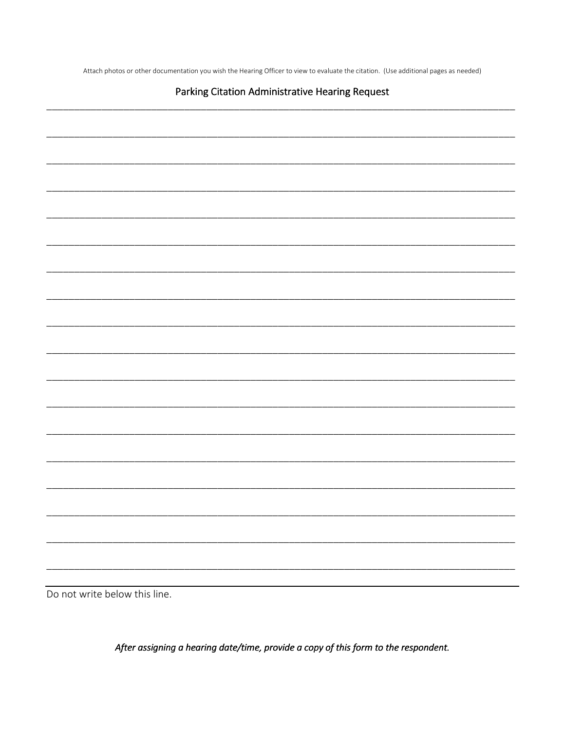Attach photos or other documentation you wish the Hearing Officer to view to evaluate the citation. (Use additional pages as needed)

## Parking Citation Administrative Hearing Request

______________________________________________________________________________

______________________________________________________________________________

______________________________________________________________________________

______________________________________________________________________________

______________________________________________________________________________

______________________________________________________________________________

______________________________________________________________________________

______________________________________________________________________________

______________________________________________________________________________

______________________________________________________________________________

______________________________________________________________________________

______________________________________________________________________________

______________________________________________________________________________

______________________________________________________________________________

______________________________________________________________________________

______________________________________________________________________________

______________________________________________________________________________

______________________________________________________________________________

---

Do not write below this line.

*After assigning a hearing date/time, provide a copy of this form to the respondent.*